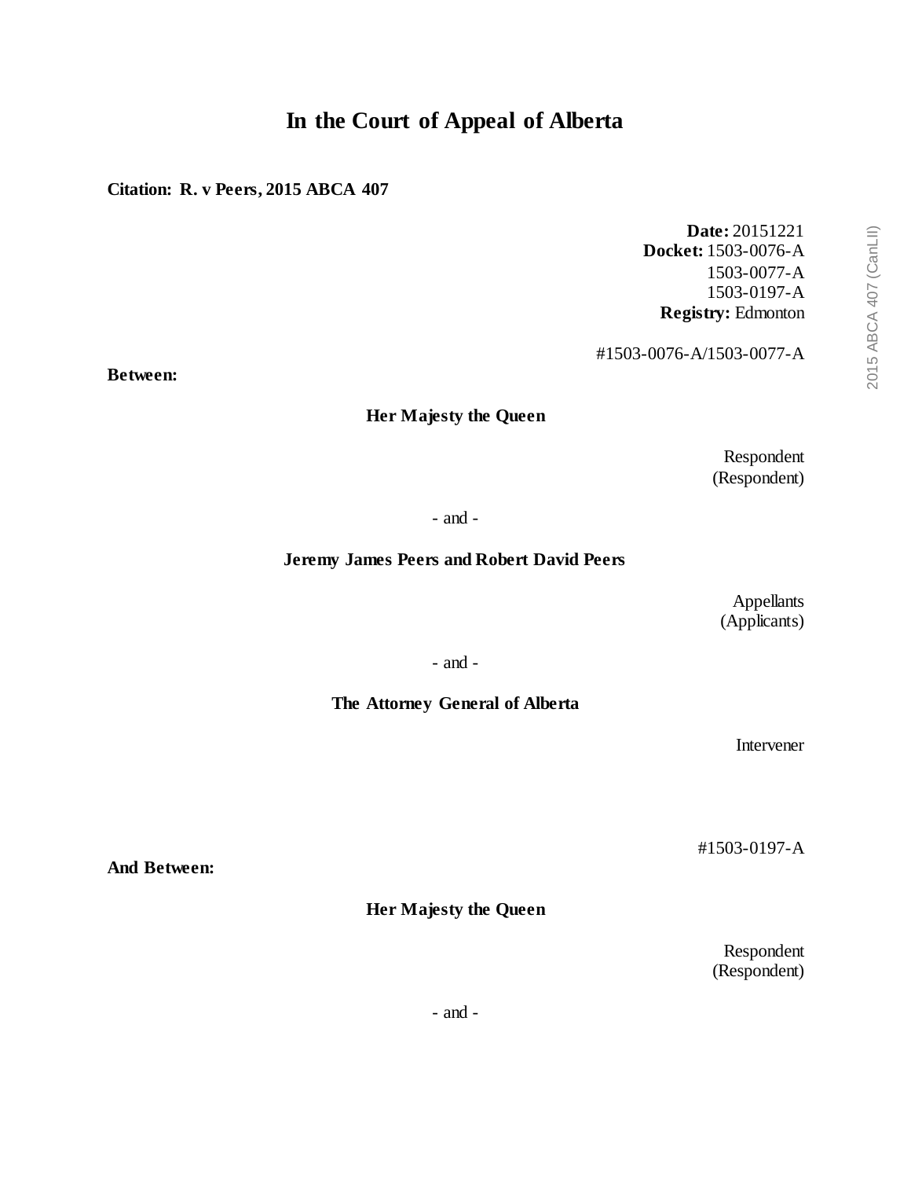# In the Court of Appeal of Alberta

**Citation: R. v Peers, 2015 ABCA 407**

**Date:** 20151221
**Docket:** 1503-0076-A
1503-0077-A
1503-0197-A
**Registry:** Edmonton

#1503-0076-A/1503-0077-A

**Between:**

**Her Majesty the Queen**

Respondent
(Respondent)

- and -

**Jeremy James Peers and Robert David Peers**

Appellants
(Applicants)

- and -

**The Attorney General of Alberta**

Intervener

#1503-0197-A

**And Between:**

**Her Majesty the Queen**

Respondent
(Respondent)

- and -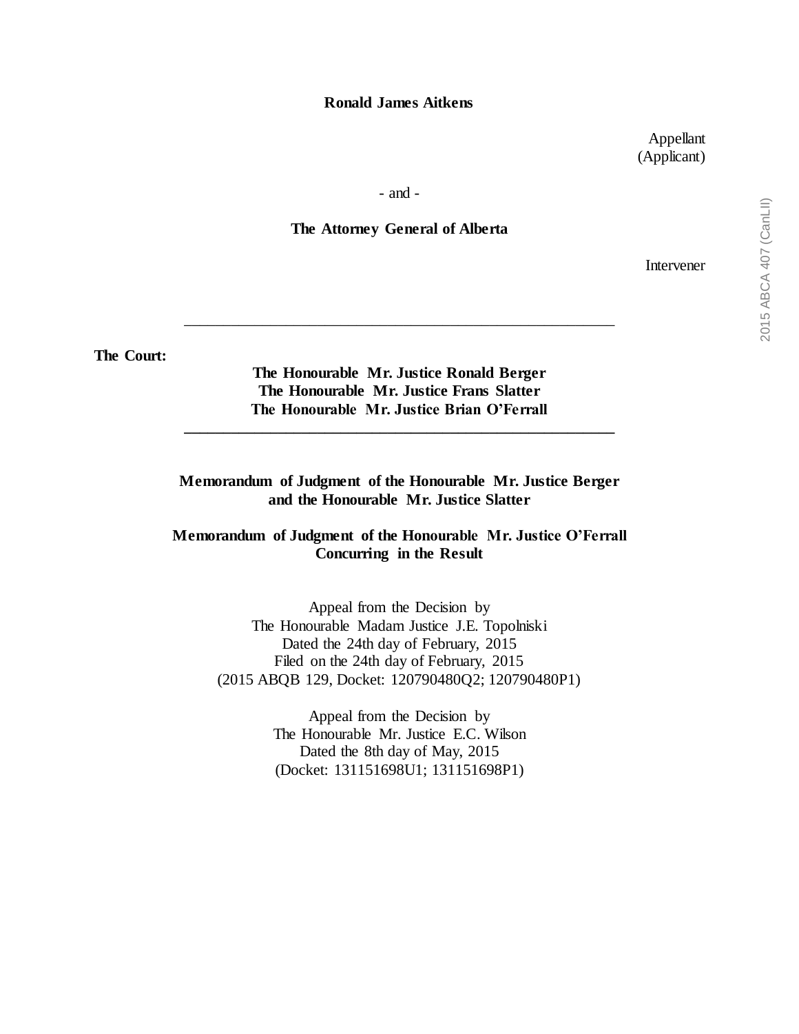**Ronald James Aitkens**

Appellant
(Applicant)

\- and -

**The Attorney General of Alberta**

Intervener

---

**The Court:**

**The Honourable Mr. Justice Ronald Berger**
**The Honourable Mr. Justice Frans Slatter**
**The Honourable Mr. Justice Brian O'Ferrall**

---

**Memorandum of Judgment of the Honourable Mr. Justice Berger and the Honourable Mr. Justice Slatter**

**Memorandum of Judgment of the Honourable Mr. Justice O'Ferrall Concurring in the Result**

Appeal from the Decision by
The Honourable Madam Justice J.E. Topolniski
Dated the 24th day of February, 2015
Filed on the 24th day of February, 2015
(2015 ABQB 129, Docket: 120790480Q2; 120790480P1)

Appeal from the Decision by
The Honourable Mr. Justice E.C. Wilson
Dated the 8th day of May, 2015
(Docket: 131151698U1; 131151698P1)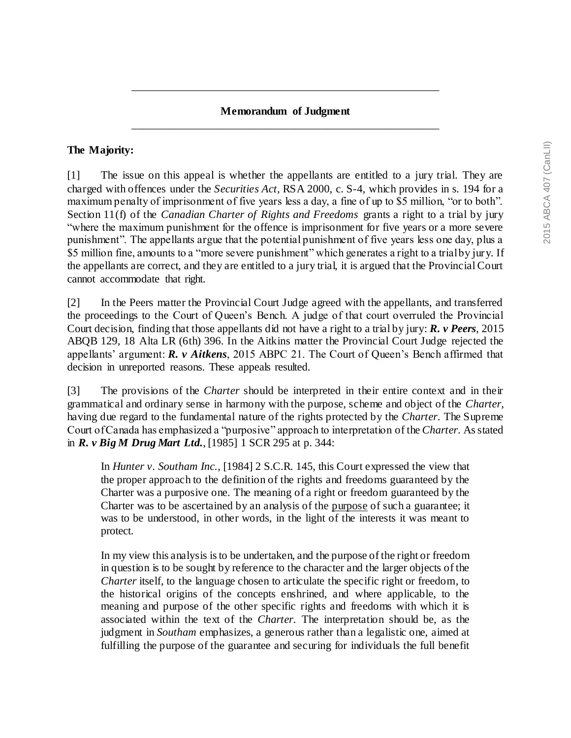## Memorandum of Judgment

**The Majority:**

[1] The issue on this appeal is whether the appellants are entitled to a jury trial. They are charged with offences under the *Securities Act*, RSA 2000, c. S-4, which provides in s. 194 for a maximum penalty of imprisonment of five years less a day, a fine of up to $5 million, "or to both". Section 11(f) of the *Canadian Charter of Rights and Freedoms* grants a right to a trial by jury "where the maximum punishment for the offence is imprisonment for five years or a more severe punishment". The appellants argue that the potential punishment of five years less one day, plus a $5 million fine, amounts to a "more severe punishment" which generates a right to a trial by jury. If the appellants are correct, and they are entitled to a jury trial, it is argued that the Provincial Court cannot accommodate that right.

[2] In the Peers matter the Provincial Court Judge agreed with the appellants, and transferred the proceedings to the Court of Queen's Bench. A judge of that court overruled the Provincial Court decision, finding that those appellants did not have a right to a trial by jury: ***R. v Peers***, 2015 ABQB 129, 18 Alta LR (6th) 396. In the Aitkins matter the Provincial Court Judge rejected the appellants' argument: ***R. v Aitkens***, 2015 ABPC 21. The Court of Queen's Bench affirmed that decision in unreported reasons. These appeals resulted.

[3] The provisions of the *Charter* should be interpreted in their entire context and in their grammatical and ordinary sense in harmony with the purpose, scheme and object of the *Charter*, having due regard to the fundamental nature of the rights protected by the *Charter*. The Supreme Court of Canada has emphasized a "purposive" approach to interpretation of the *Charter*. As stated in ***R. v Big M Drug Mart Ltd.***, [1985] 1 SCR 295 at p. 344:

> In *Hunter v. Southam Inc.*, [1984] 2 S.C.R. 145, this Court expressed the view that the proper approach to the definition of the rights and freedoms guaranteed by the Charter was a purposive one. The meaning of a right or freedom guaranteed by the Charter was to be ascertained by an analysis of the purpose of such a guarantee; it was to be understood, in other words, in the light of the interests it was meant to protect.
>
> In my view this analysis is to be undertaken, and the purpose of the right or freedom in question is to be sought by reference to the character and the larger objects of the *Charter* itself, to the language chosen to articulate the specific right or freedom, to the historical origins of the concepts enshrined, and where applicable, to the meaning and purpose of the other specific rights and freedoms with which it is associated within the text of the *Charter*. The interpretation should be, as the judgment in *Southam* emphasizes, a generous rather than a legalistic one, aimed at fulfilling the purpose of the guarantee and securing for individuals the full benefit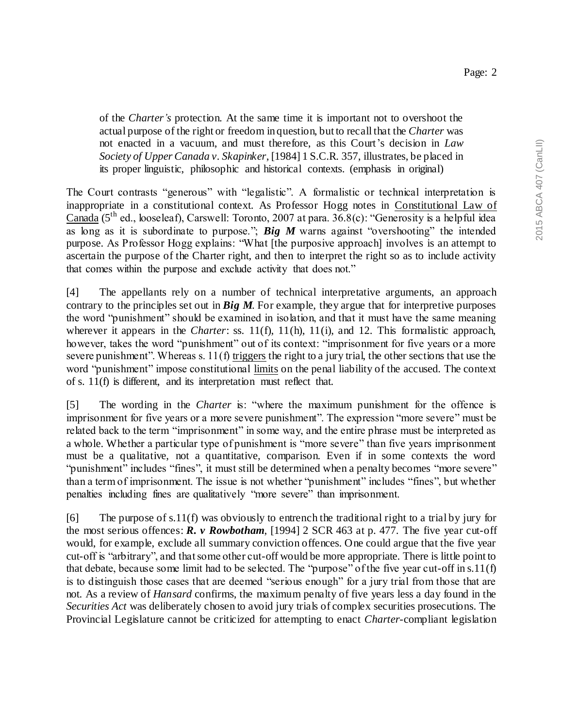> of the *Charter's* protection. At the same time it is important not to overshoot the actual purpose of the right or freedom in question, but to recall that the *Charter* was not enacted in a vacuum, and must therefore, as this Court's decision in *Law Society of Upper Canada v. Skapinker*, [1984] 1 S.C.R. 357, illustrates, be placed in its proper linguistic, philosophic and historical contexts. (emphasis in original)

The Court contrasts "generous" with "legalistic". A formalistic or technical interpretation is inappropriate in a constitutional context. As Professor Hogg notes in Constitutional Law of Canada (5th ed., looseleaf), Carswell: Toronto, 2007 at para. 36.8(c): "Generosity is a helpful idea as long as it is subordinate to purpose."; ***Big M*** warns against "overshooting" the intended purpose. As Professor Hogg explains: "What [the purposive approach] involves is an attempt to ascertain the purpose of the Charter right, and then to interpret the right so as to include activity that comes within the purpose and exclude activity that does not."

[4] The appellants rely on a number of technical interpretative arguments, an approach contrary to the principles set out in ***Big M***. For example, they argue that for interpretive purposes the word "punishment" should be examined in isolation, and that it must have the same meaning wherever it appears in the *Charter*: ss. 11(f), 11(h), 11(i), and 12. This formalistic approach, however, takes the word "punishment" out of its context: "imprisonment for five years or a more severe punishment". Whereas s. 11(f) triggers the right to a jury trial, the other sections that use the word "punishment" impose constitutional limits on the penal liability of the accused. The context of s. 11(f) is different, and its interpretation must reflect that.

[5] The wording in the *Charter* is: "where the maximum punishment for the offence is imprisonment for five years or a more severe punishment". The expression "more severe" must be related back to the term "imprisonment" in some way, and the entire phrase must be interpreted as a whole. Whether a particular type of punishment is "more severe" than five years imprisonment must be a qualitative, not a quantitative, comparison. Even if in some contexts the word "punishment" includes "fines", it must still be determined when a penalty becomes "more severe" than a term of imprisonment. The issue is not whether "punishment" includes "fines", but whether penalties including fines are qualitatively "more severe" than imprisonment.

[6] The purpose of s.11(f) was obviously to entrench the traditional right to a trial by jury for the most serious offences: ***R. v Rowbotham***, [1994] 2 SCR 463 at p. 477. The five year cut-off would, for example, exclude all summary conviction offences. One could argue that the five year cut-off is "arbitrary", and that some other cut-off would be more appropriate. There is little point to that debate, because some limit had to be selected. The "purpose" of the five year cut-off in s.11(f) is to distinguish those cases that are deemed "serious enough" for a jury trial from those that are not. As a review of *Hansard* confirms, the maximum penalty of five years less a day found in the *Securities Act* was deliberately chosen to avoid jury trials of complex securities prosecutions. The Provincial Legislature cannot be criticized for attempting to enact *Charter*-compliant legislation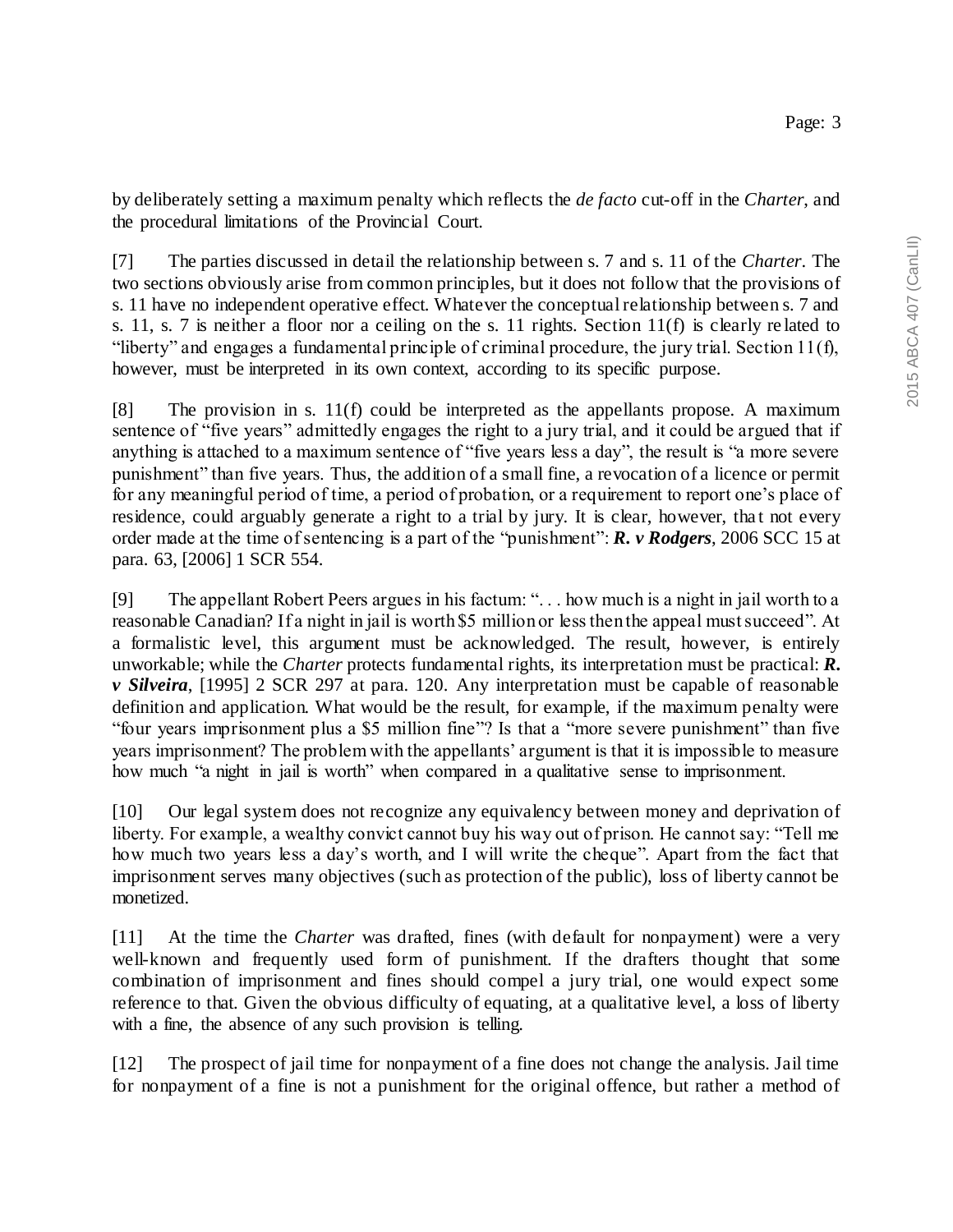by deliberately setting a maximum penalty which reflects the *de facto* cut-off in the *Charter*, and the procedural limitations of the Provincial Court.

[7] The parties discussed in detail the relationship between s. 7 and s. 11 of the *Charter*. The two sections obviously arise from common principles, but it does not follow that the provisions of s. 11 have no independent operative effect. Whatever the conceptual relationship between s. 7 and s. 11, s. 7 is neither a floor nor a ceiling on the s. 11 rights. Section 11(f) is clearly related to "liberty" and engages a fundamental principle of criminal procedure, the jury trial. Section 11(f), however, must be interpreted in its own context, according to its specific purpose.

[8] The provision in s. 11(f) could be interpreted as the appellants propose. A maximum sentence of "five years" admittedly engages the right to a jury trial, and it could be argued that if anything is attached to a maximum sentence of "five years less a day", the result is "a more severe punishment" than five years. Thus, the addition of a small fine, a revocation of a licence or permit for any meaningful period of time, a period of probation, or a requirement to report one's place of residence, could arguably generate a right to a trial by jury. It is clear, however, that not every order made at the time of sentencing is a part of the "punishment": ***R. v Rodgers***, 2006 SCC 15 at para. 63, [2006] 1 SCR 554.

[9] The appellant Robert Peers argues in his factum: ". . . how much is a night in jail worth to a reasonable Canadian? If a night in jail is worth $5 million or less then the appeal must succeed". At a formalistic level, this argument must be acknowledged. The result, however, is entirely unworkable; while the *Charter* protects fundamental rights, its interpretation must be practical: ***R. v Silveira***, [1995] 2 SCR 297 at para. 120. Any interpretation must be capable of reasonable definition and application. What would be the result, for example, if the maximum penalty were "four years imprisonment plus a $5 million fine"? Is that a "more severe punishment" than five years imprisonment? The problem with the appellants' argument is that it is impossible to measure how much "a night in jail is worth" when compared in a qualitative sense to imprisonment.

[10] Our legal system does not recognize any equivalency between money and deprivation of liberty. For example, a wealthy convict cannot buy his way out of prison. He cannot say: "Tell me how much two years less a day's worth, and I will write the cheque". Apart from the fact that imprisonment serves many objectives (such as protection of the public), loss of liberty cannot be monetized.

[11] At the time the *Charter* was drafted, fines (with default for nonpayment) were a very well-known and frequently used form of punishment. If the drafters thought that some combination of imprisonment and fines should compel a jury trial, one would expect some reference to that. Given the obvious difficulty of equating, at a qualitative level, a loss of liberty with a fine, the absence of any such provision is telling.

[12] The prospect of jail time for nonpayment of a fine does not change the analysis. Jail time for nonpayment of a fine is not a punishment for the original offence, but rather a method of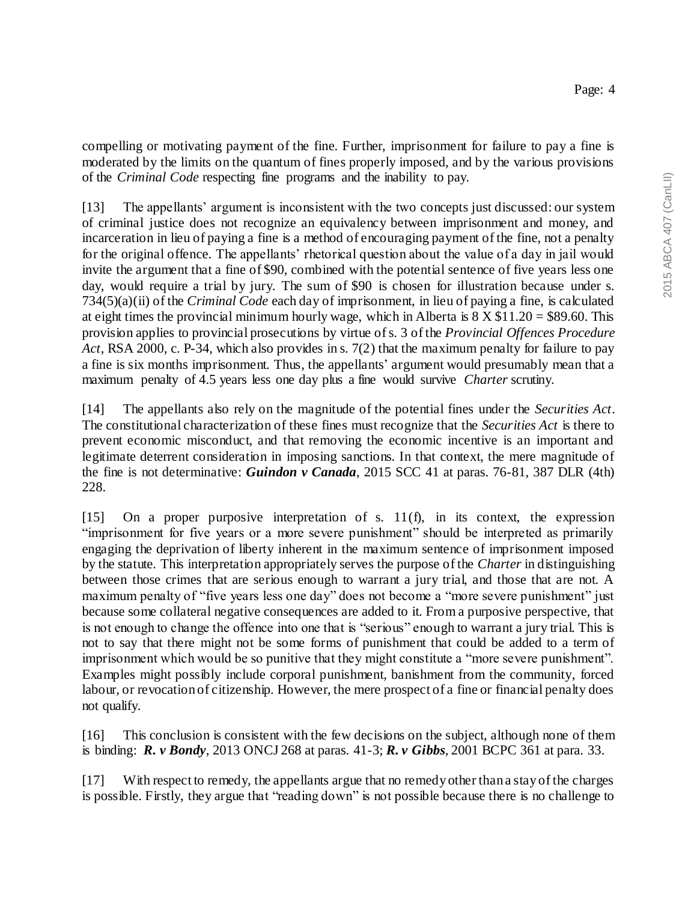compelling or motivating payment of the fine. Further, imprisonment for failure to pay a fine is moderated by the limits on the quantum of fines properly imposed, and by the various provisions of the *Criminal Code* respecting fine programs and the inability to pay.

[13] The appellants' argument is inconsistent with the two concepts just discussed: our system of criminal justice does not recognize an equivalency between imprisonment and money, and incarceration in lieu of paying a fine is a method of encouraging payment of the fine, not a penalty for the original offence. The appellants' rhetorical question about the value of a day in jail would invite the argument that a fine of $90, combined with the potential sentence of five years less one day, would require a trial by jury. The sum of $90 is chosen for illustration because under s. 734(5)(a)(ii) of the *Criminal Code* each day of imprisonment, in lieu of paying a fine, is calculated at eight times the provincial minimum hourly wage, which in Alberta is 8 X $11.20 = $89.60. This provision applies to provincial prosecutions by virtue of s. 3 of the *Provincial Offences Procedure Act*, RSA 2000, c. P-34, which also provides in s. 7(2) that the maximum penalty for failure to pay a fine is six months imprisonment. Thus, the appellants' argument would presumably mean that a maximum penalty of 4.5 years less one day plus a fine would survive *Charter* scrutiny.

[14] The appellants also rely on the magnitude of the potential fines under the *Securities Act*. The constitutional characterization of these fines must recognize that the *Securities Act* is there to prevent economic misconduct, and that removing the economic incentive is an important and legitimate deterrent consideration in imposing sanctions. In that context, the mere magnitude of the fine is not determinative: ***Guindon v Canada***, 2015 SCC 41 at paras. 76-81, 387 DLR (4th) 228.

[15] On a proper purposive interpretation of s. 11(f), in its context, the expression "imprisonment for five years or a more severe punishment" should be interpreted as primarily engaging the deprivation of liberty inherent in the maximum sentence of imprisonment imposed by the statute. This interpretation appropriately serves the purpose of the *Charter* in distinguishing between those crimes that are serious enough to warrant a jury trial, and those that are not. A maximum penalty of "five years less one day" does not become a "more severe punishment" just because some collateral negative consequences are added to it. From a purposive perspective, that is not enough to change the offence into one that is "serious" enough to warrant a jury trial. This is not to say that there might not be some forms of punishment that could be added to a term of imprisonment which would be so punitive that they might constitute a "more severe punishment". Examples might possibly include corporal punishment, banishment from the community, forced labour, or revocation of citizenship. However, the mere prospect of a fine or financial penalty does not qualify.

[16] This conclusion is consistent with the few decisions on the subject, although none of them is binding: ***R. v Bondy***, 2013 ONCJ 268 at paras. 41-3; ***R. v Gibbs***, 2001 BCPC 361 at para. 33.

[17] With respect to remedy, the appellants argue that no remedy other than a stay of the charges is possible. Firstly, they argue that "reading down" is not possible because there is no challenge to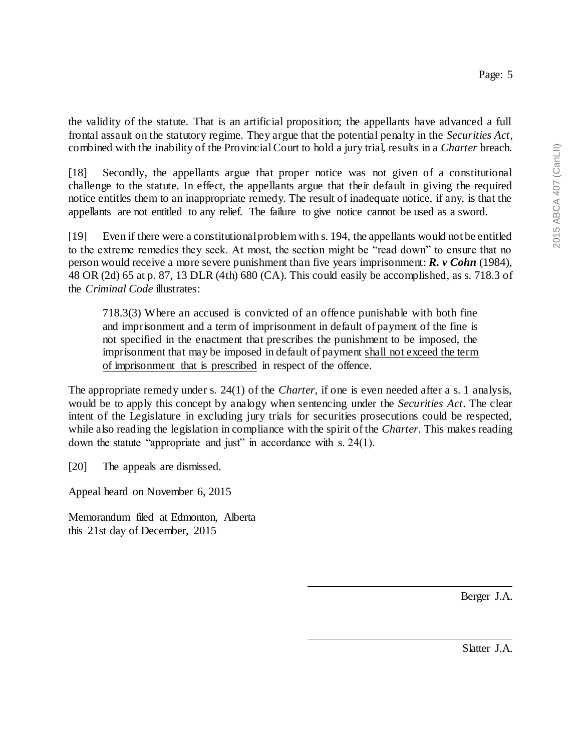the validity of the statute. That is an artificial proposition; the appellants have advanced a full frontal assault on the statutory regime. They argue that the potential penalty in the *Securities Act*, combined with the inability of the Provincial Court to hold a jury trial, results in a *Charter* breach.

[18] Secondly, the appellants argue that proper notice was not given of a constitutional challenge to the statute. In effect, the appellants argue that their default in giving the required notice entitles them to an inappropriate remedy. The result of inadequate notice, if any, is that the appellants are not entitled to any relief. The failure to give notice cannot be used as a sword.

[19] Even if there were a constitutional problem with s. 194, the appellants would not be entitled to the extreme remedies they seek. At most, the section might be "read down" to ensure that no person would receive a more severe punishment than five years imprisonment: ***R. v Cohn*** (1984), 48 OR (2d) 65 at p. 87, 13 DLR (4th) 680 (CA). This could easily be accomplished, as s. 718.3 of the *Criminal Code* illustrates:

> 718.3(3) Where an accused is convicted of an offence punishable with both fine and imprisonment and a term of imprisonment in default of payment of the fine is not specified in the enactment that prescribes the punishment to be imposed, the imprisonment that may be imposed in default of payment <u>shall not exceed the term of imprisonment that is prescribed</u> in respect of the offence.

The appropriate remedy under s. 24(1) of the *Charter*, if one is even needed after a s. 1 analysis, would be to apply this concept by analogy when sentencing under the *Securities Act*. The clear intent of the Legislature in excluding jury trials for securities prosecutions could be respected, while also reading the legislation in compliance with the spirit of the *Charter*. This makes reading down the statute "appropriate and just" in accordance with s. 24(1).

[20] The appeals are dismissed.

Appeal heard on November 6, 2015

Memorandum filed at Edmonton, Alberta
this 21st day of December, 2015

Berger J.A.

Slatter J.A.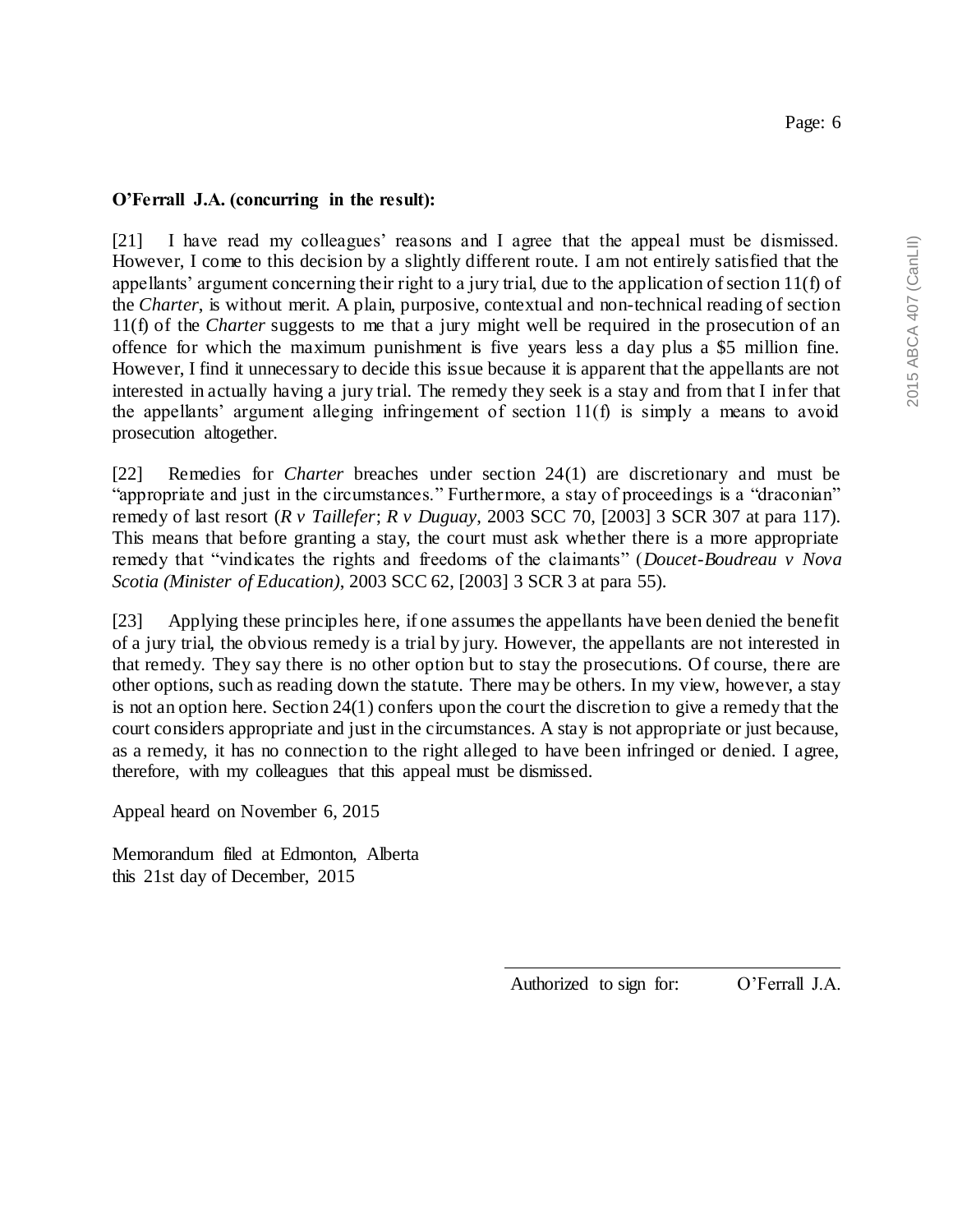**O'Ferrall J.A. (concurring in the result):**

[21] I have read my colleagues' reasons and I agree that the appeal must be dismissed. However, I come to this decision by a slightly different route. I am not entirely satisfied that the appellants' argument concerning their right to a jury trial, due to the application of section 11(f) of the *Charter*, is without merit. A plain, purposive, contextual and non-technical reading of section 11(f) of the *Charter* suggests to me that a jury might well be required in the prosecution of an offence for which the maximum punishment is five years less a day plus a $5 million fine. However, I find it unnecessary to decide this issue because it is apparent that the appellants are not interested in actually having a jury trial. The remedy they seek is a stay and from that I infer that the appellants' argument alleging infringement of section 11(f) is simply a means to avoid prosecution altogether.

[22] Remedies for *Charter* breaches under section 24(1) are discretionary and must be "appropriate and just in the circumstances." Furthermore, a stay of proceedings is a "draconian" remedy of last resort (*R v Taillefer*; *R v Duguay*, 2003 SCC 70, [2003] 3 SCR 307 at para 117). This means that before granting a stay, the court must ask whether there is a more appropriate remedy that "vindicates the rights and freedoms of the claimants" (*Doucet-Boudreau v Nova Scotia (Minister of Education)*, 2003 SCC 62, [2003] 3 SCR 3 at para 55).

[23] Applying these principles here, if one assumes the appellants have been denied the benefit of a jury trial, the obvious remedy is a trial by jury. However, the appellants are not interested in that remedy. They say there is no other option but to stay the prosecutions. Of course, there are other options, such as reading down the statute. There may be others. In my view, however, a stay is not an option here. Section 24(1) confers upon the court the discretion to give a remedy that the court considers appropriate and just in the circumstances. A stay is not appropriate or just because, as a remedy, it has no connection to the right alleged to have been infringed or denied. I agree, therefore, with my colleagues that this appeal must be dismissed.

Appeal heard on November 6, 2015

Memorandum filed at Edmonton, Alberta
this 21st day of December, 2015

Authorized to sign for: O'Ferrall J.A.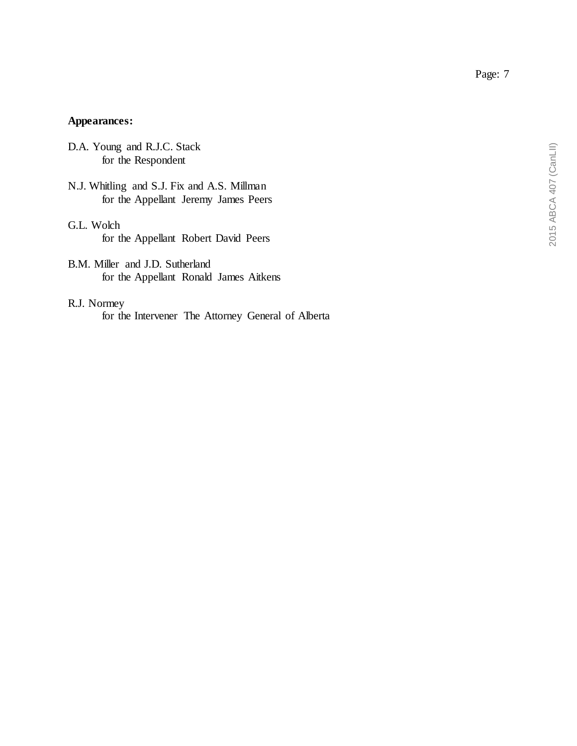**Appearances:**

D.A. Young and R.J.C. Stack
for the Respondent

N.J. Whitling and S.J. Fix and A.S. Millman
for the Appellant Jeremy James Peers

G.L. Wolch
for the Appellant Robert David Peers

B.M. Miller and J.D. Sutherland
for the Appellant Ronald James Aitkens

R.J. Normey
for the Intervener The Attorney General of Alberta